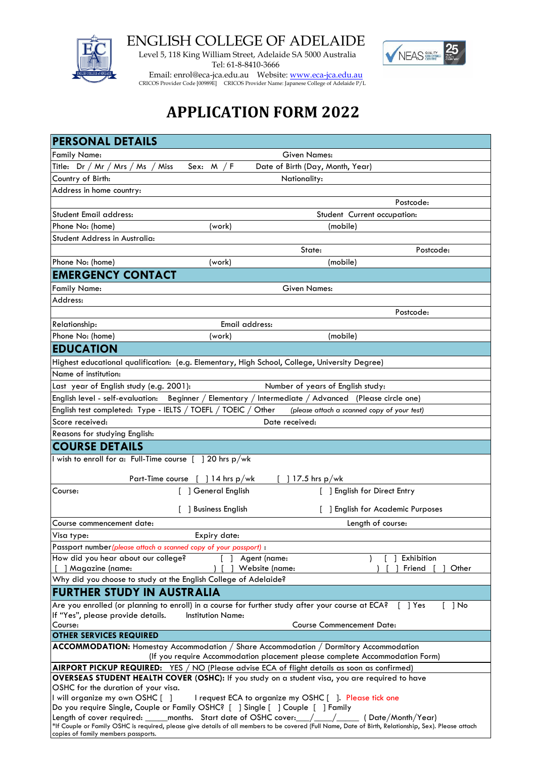# ENGLISH COLLEGE OF ADELAIDE

Level 5, 118 King William Street, Adelaide SA 5000 Australia
Tel: 61-8-8410-3666
Email: enrol@eca-jca.edu.au Website: www.eca-jca.edu.au
CRICOS Provider Code [00989E] CRICOS Provider Name: Japanese College of Adelaide P/L

# APPLICATION FORM 2022

## PERSONAL DETAILS

Family Name: Given Names:

Title: Dr / Mr / Mrs / Ms / Miss Sex: M / F Date of Birth (Day, Month, Year)

Country of Birth: Nationality:

Address in home country:

Postcode:

Student Email address: Student Current occupation:

Phone No: (home) (work) (mobile)

Student Address in Australia:

State: Postcode:

Phone No: (home) (work) (mobile)

## EMERGENCY CONTACT

Family Name: Given Names:

Address:

Postcode:

Relationship: Email address:

Phone No: (home) (work) (mobile)

## EDUCATION

Highest educational qualification: (e.g. Elementary, High School, College, University Degree)

Name of institution:

Last year of English study (e.g. 2001): Number of years of English study:

English level - self-evaluation: Beginner / Elementary / Intermediate / Advanced (Please circle one)

English test completed: Type - IELTS / TOEFL / TOEIC / Other *(please attach a scanned copy of your test)*

Score received: Date received:

Reasons for studying English:

## COURSE DETAILS

I wish to enroll for a: Full-Time course [ ] 20 hrs p/wk

Part-Time course [ ] 14 hrs p/wk [ ] 17.5 hrs p/wk

Course: [ ] General English [ ] English for Direct Entry

[ ] Business English [ ] English for Academic Purposes

Course commencement date: Length of course:

Visa type: Expiry date:

Passport number *(please attach a scanned copy of your passport)* :

How did you hear about our college? [ ] Agent (name: ) [ ] Exhibition
[ ] Magazine (name: ) [ ] Website (name: ) [ ] Friend [ ] Other

Why did you choose to study at the English College of Adelaide?

## FURTHER STUDY IN AUSTRALIA

Are you enrolled (or planning to enroll) in a course for further study after your course at ECA? [ ] Yes [ ] No
If "Yes", please provide details. Institution Name:
Course: Course Commencement Date:

### OTHER SERVICES REQUIRED

**ACCOMMODATION:** Homestay Accommodation / Share Accommodation / Dormitory Accommodation
(If you require Accommodation placement please complete Accommodation Form)

**AIRPORT PICKUP REQUIRED:** YES / NO (Please advise ECA of flight details as soon as confirmed)

**OVERSEAS STUDENT HEALTH COVER (OSHC):** If you study on a student visa, you are required to have OSHC for the duration of your visa.

I will organize my own OSHC [ ] I request ECA to organize my OSHC [ ]. Please tick one

Do you require Single, Couple or Family OSHC? [ ] Single [ ] Couple [ ] Family

Length of cover required: _____months. Start date of OSHC cover:___/____/_____ ( Date/Month/Year)

*If Couple or Family OSHC is required, please give details of all members to be covered (Full Name, Date of Birth, Relationship, Sex). Please attach copies of family members passports.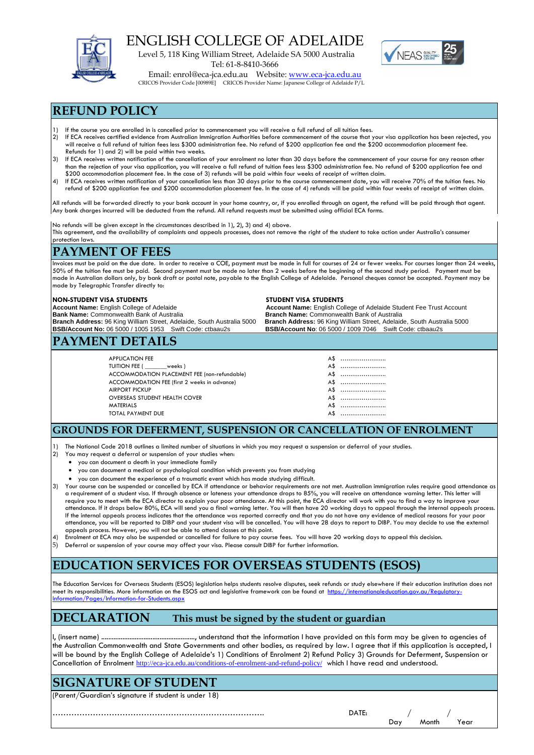# ENGLISH COLLEGE OF ADELAIDE

Level 5, 118 King William Street, Adelaide SA 5000 Australia
Tel: 61-8-8410-3666
Email: enrol@eca-jca.edu.au Website: www.eca-jca.edu.au
CRICOS Provider Code [00989E] CRICOS Provider Name: Japanese College of Adelaide P/L

## REFUND POLICY

1) If the course you are enrolled in is cancelled prior to commencement you will receive a full refund of all tuition fees.
2) If ECA receives certified evidence from Australian Immigration Authorities before commencement of the course that your visa application has been rejected, you will receive a full refund of tuition fees less $300 administration fee. No refund of $200 application fee and the $200 accommodation placement fee. Refunds for 1) and 2) will be paid within two weeks.
3) If ECA receives written notification of the cancellation of your enrolment no later than 30 days before the commencement of your course for any reason other than the rejection of your visa application, you will receive a full refund of tuition fees less $300 administration fee. No refund of $200 application fee and $200 accommodation placement fee. In the case of 3) refunds will be paid within four weeks of receipt of written claim.
4) If ECA receives written notification of your cancellation less than 30 days prior to the course commencement date, you will receive 70% of the tuition fees. No refund of $200 application fee and $200 accommodation placement fee. In the case of 4) refunds will be paid within four weeks of receipt of written claim.

All refunds will be forwarded directly to your bank account in your home country, or, if you enrolled through an agent, the refund will be paid through that agent. Any bank charges incurred will be deducted from the refund. All refund requests must be submitted using official ECA forms.

No refunds will be given except in the circumstances described in 1), 2), 3) and 4) above.
This agreement, and the availability of complaints and appeals processes, does not remove the right of the student to take action under Australia's consumer protection laws.

## PAYMENT OF FEES

Invoices must be paid on the due date. In order to receive a COE, payment must be made in full for courses of 24 or fewer weeks. For courses longer than 24 weeks, 50% of the tuition fee must be paid. Second payment must be made no later than 2 weeks before the beginning of the second study period. Payment must be made in Australian dollars only, by bank draft or postal note, payable to the English College of Adelaide. Personal cheques cannot be accepted. Payment may be made by Telegraphic Transfer directly to:

**NON-STUDENT VISA STUDENTS**
**Account Name:** English College of Adelaide
**Bank Name:** Commonwealth Bank of Australia
**Branch Address:** 96 King William Street, Adelaide, South Australia 5000
**BSB/Account No:** 06 5000 / 1005 1953 Swift Code: ctbaau2s

**STUDENT VISA STUDENTS**
**Account Name:** English College of Adelaide Student Fee Trust Account
**Branch Name:** Commonwealth Bank of Australia
**Branch Address:** 96 King William Street, Adelaide, South Australia 5000
**BSB/Account No**: 06 5000 / 1009 7046 Swift Code: ctbaau2s

## PAYMENT DETAILS

| | |
|---|---|
| APPLICATION FEE | A$ ………………….. |
| TUITION FEE ( _______weeks ) | A$ ………………….. |
| ACCOMMODATION PLACEMENT FEE (non-refundable) | A$ ………………….. |
| ACCOMMODATION FEE (first 2 weeks in advance) | A$ ………………….. |
| AIRPORT PICKUP | A$ ………………….. |
| OVERSEAS STUDENT HEALTH COVER | A$ ………………….. |
| MATERIALS | A$ ………………….. |
| TOTAL PAYMENT DUE | A$ ………………….. |

## GROUNDS FOR DEFERMENT, SUSPENSION OR CANCELLATION OF ENROLMENT

1) The National Code 2018 outlines a limited number of situations in which you may request a suspension or deferral of your studies.
2) You may request a deferral or suspension of your studies when:
   - you can document a death in your immediate family
   - you can document a medical or psychological condition which prevents you from studying
   - you can document the experience of a traumatic event which has made studying difficult.
3) Your course can be suspended or cancelled by ECA if attendance or behavior requirements are not met. Australian immigration rules require good attendance as a requirement of a student visa. If through absence or lateness your attendance drops to 85%, you will receive an attendance warning letter. This letter will require you to meet with the ECA director to explain your poor attendance. At this point, the ECA director will work with you to find a way to improve your attendance. If it drops below 80%, ECA will send you a final warning letter. You will then have 20 working days to appeal through the internal appeals process. If the internal appeals process indicates that the attendance was reported correctly and that you do not have any evidence of medical reasons for your poor attendance, you will be reported to DIBP and your student visa will be cancelled. You will have 28 days to report to DIBP. You may decide to use the external appeals process. However, you will not be able to attend classes at this point.
4) Enrolment at ECA may also be suspended or cancelled for failure to pay course fees. You will have 20 working days to appeal this decision.
5) Deferral or suspension of your course may affect your visa. Please consult DIBP for further information.

## EDUCATION SERVICES FOR OVERSEAS STUDENTS (ESOS)

The Education Services for Overseas Students (ESOS) legislation helps students resolve disputes, seek refunds or study elsewhere if their education institution does not meet its responsibilities. More information on the ESOS act and legislative framework can be found at https://internationaleducation.gov.au/Regulatory-Information/Pages/Information-for-Students.aspx

## DECLARATION This must be signed by the student or guardian

I, (insert name) ………………………………………………, understand that the information I have provided on this form may be given to agencies of the Australian Commonwealth and State Governments and other bodies, as required by law. I agree that if this application is accepted, I will be bound by the English College of Adelaide's 1) Conditions of Enrolment 2) Refund Policy 3) Grounds for Deferment, Suspension or Cancellation of Enrolment http://eca-jca.edu.au/conditions-of-enrolment-and-refund-policy/ which I have read and understood.

## SIGNATURE OF STUDENT

(Parent/Guardian's signature if student is under 18)

……………………………………………………………………….

DATE: / /
Day Month Year